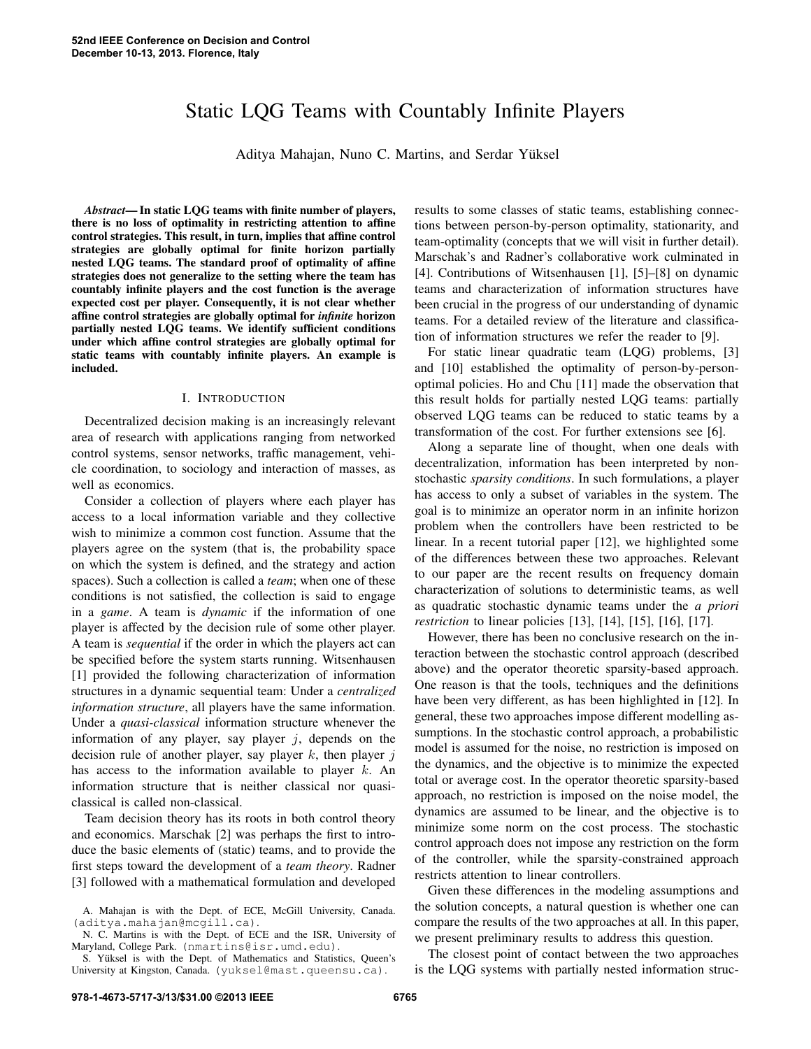# Static LQG Teams with Countably Infinite Players

Aditya Mahajan, Nuno C. Martins, and Serdar Yüksel

***Abstract*— In static LQG teams with finite number of players, there is no loss of optimality in restricting attention to affine control strategies. This result, in turn, implies that affine control strategies are globally optimal for finite horizon partially nested LQG teams. The standard proof of optimality of affine strategies does not generalize to the setting where the team has countably infinite players and the cost function is the average expected cost per player. Consequently, it is not clear whether affine control strategies are globally optimal for *infinite* horizon partially nested LQG teams. We identify sufficient conditions under which affine control strategies are globally optimal for static teams with countably infinite players. An example is included.**

## I. Introduction

Decentralized decision making is an increasingly relevant area of research with applications ranging from networked control systems, sensor networks, traffic management, vehicle coordination, to sociology and interaction of masses, as well as economics.

Consider a collection of players where each player has access to a local information variable and they collective wish to minimize a common cost function. Assume that the players agree on the system (that is, the probability space on which the system is defined, and the strategy and action spaces). Such a collection is called a *team*; when one of these conditions is not satisfied, the collection is said to engage in a *game*. A team is *dynamic* if the information of one player is affected by the decision rule of some other player. A team is *sequential* if the order in which the players act can be specified before the system starts running. Witsenhausen [1] provided the following characterization of information structures in a dynamic sequential team: Under a *centralized information structure*, all players have the same information. Under a *quasi-classical* information structure whenever the information of any player, say player $j$, depends on the decision rule of another player, say player $k$, then player $j$ has access to the information available to player $k$. An information structure that is neither classical nor quasi-classical is called non-classical.

Team decision theory has its roots in both control theory and economics. Marschak [2] was perhaps the first to introduce the basic elements of (static) teams, and to provide the first steps toward the development of a *team theory*. Radner [3] followed with a mathematical formulation and developed results to some classes of static teams, establishing connections between person-by-person optimality, stationarity, and team-optimality (concepts that we will visit in further detail). Marschak's and Radner's collaborative work culminated in [4]. Contributions of Witsenhausen [1], [5]–[8] on dynamic teams and characterization of information structures have been crucial in the progress of our understanding of dynamic teams. For a detailed review of the literature and classification of information structures we refer the reader to [9].

For static linear quadratic team (LQG) problems, [3] and [10] established the optimality of person-by-person-optimal policies. Ho and Chu [11] made the observation that this result holds for partially nested LQG teams: partially observed LQG teams can be reduced to static teams by a transformation of the cost. For further extensions see [6].

Along a separate line of thought, when one deals with decentralization, information has been interpreted by non-stochastic *sparsity conditions*. In such formulations, a player has access to only a subset of variables in the system. The goal is to minimize an operator norm in an infinite horizon problem when the controllers have been restricted to be linear. In a recent tutorial paper [12], we highlighted some of the differences between these two approaches. Relevant to our paper are the recent results on frequency domain characterization of solutions to deterministic teams, as well as quadratic stochastic dynamic teams under the *a priori restriction* to linear policies [13], [14], [15], [16], [17].

However, there has been no conclusive research on the interaction between the stochastic control approach (described above) and the operator theoretic sparsity-based approach. One reason is that the tools, techniques and the definitions have been very different, as has been highlighted in [12]. In general, these two approaches impose different modelling assumptions. In the stochastic control approach, a probabilistic model is assumed for the noise, no restriction is imposed on the dynamics, and the objective is to minimize the expected total or average cost. In the operator theoretic sparsity-based approach, no restriction is imposed on the noise model, the dynamics are assumed to be linear, and the objective is to minimize some norm on the cost process. The stochastic control approach does not impose any restriction on the form of the controller, while the sparsity-constrained approach restricts attention to linear controllers.

Given these differences in the modeling assumptions and the solution concepts, a natural question is whether one can compare the results of the two approaches at all. In this paper, we present preliminary results to address this question.

The closest point of contact between the two approaches is the LQG systems with partially nested information struc-

A. Mahajan is with the Dept. of ECE, McGill University, Canada. (aditya.mahajan@mcgill.ca).

N. C. Martins is with the Dept. of ECE and the ISR, University of Maryland, College Park. (nmartins@isr.umd.edu).

S. Yüksel is with the Dept. of Mathematics and Statistics, Queen's University at Kingston, Canada. (yuksel@mast.queensu.ca).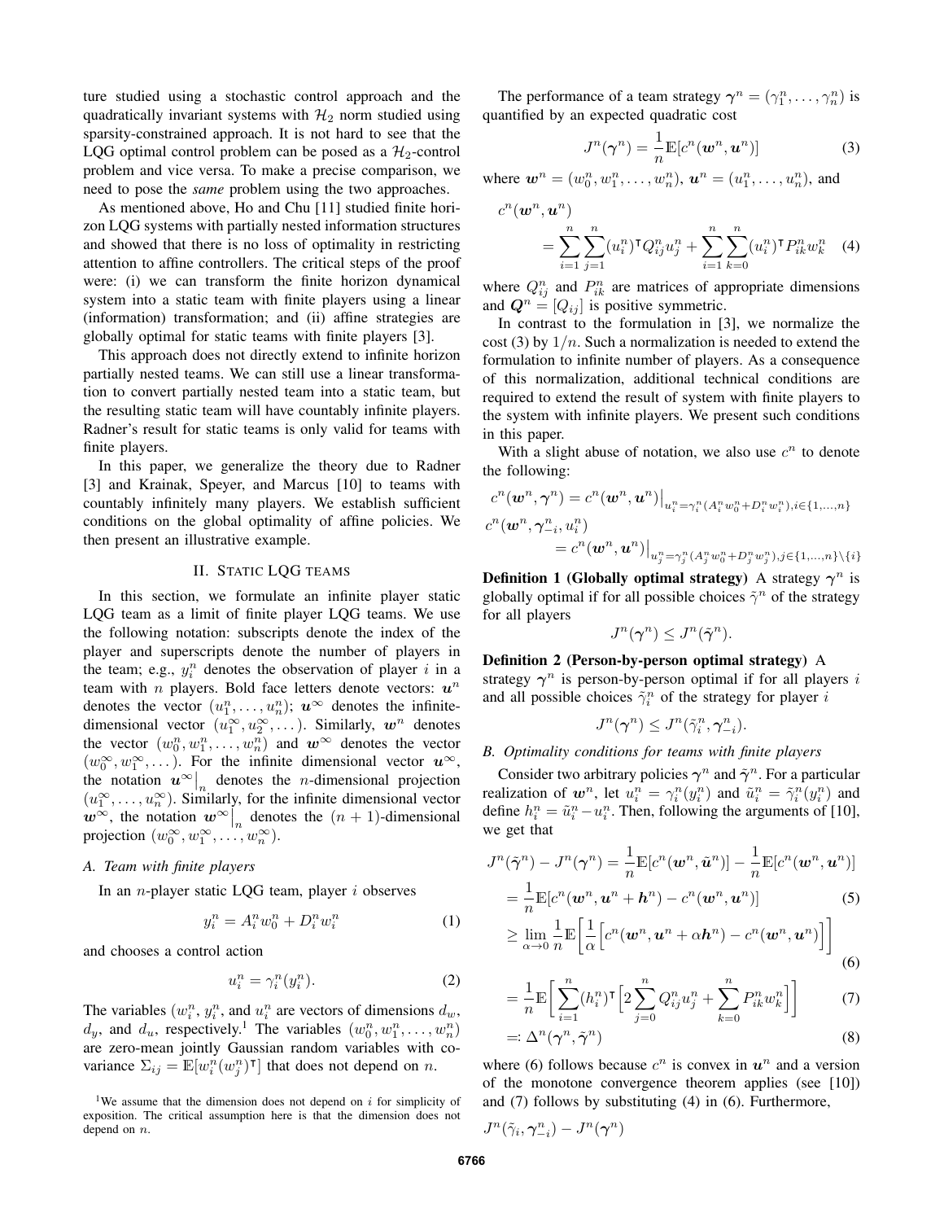ture studied using a stochastic control approach and the quadratically invariant systems with $\mathcal{H}_2$ norm studied using sparsity-constrained approach. It is not hard to see that the LQG optimal control problem can be posed as a $\mathcal{H}_2$-control problem and vice versa. To make a precise comparison, we need to pose the *same* problem using the two approaches.

As mentioned above, Ho and Chu [11] studied finite horizon LQG systems with partially nested information structures and showed that there is no loss of optimality in restricting attention to affine controllers. The critical steps of the proof were: (i) we can transform the finite horizon dynamical system into a static team with finite players using a linear (information) transformation; and (ii) affine strategies are globally optimal for static teams with finite players [3].

This approach does not directly extend to infinite horizon partially nested teams. We can still use a linear transformation to convert partially nested team into a static team, but the resulting static team will have countably infinite players. Radner's result for static teams is only valid for teams with finite players.

In this paper, we generalize the theory due to Radner [3] and Krainak, Speyer, and Marcus [10] to teams with countably infinitely many players. We establish sufficient conditions on the global optimality of affine policies. We then present an illustrative example.

## II. Static LQG teams

In this section, we formulate an infinite player static LQG team as a limit of finite player LQG teams. We use the following notation: subscripts denote the index of the player and superscripts denote the number of players in the team; e.g., $y_i^n$ denotes the observation of player $i$ in a team with $n$ players. Bold face letters denote vectors: $\boldsymbol{u}^n$ denotes the vector $(u_1^n, \dots, u_n^n)$; $\boldsymbol{u}^\infty$ denotes the infinite-dimensional vector $(u_1^\infty, u_2^\infty, \dots)$. Similarly, $\boldsymbol{w}^n$ denotes the vector $(w_0^n, w_1^n, \dots, w_n^n)$ and $\boldsymbol{w}^\infty$ denotes the vector $(w_0^\infty, w_1^\infty, \dots)$. For the infinite dimensional vector $\boldsymbol{u}^\infty$, the notation $\boldsymbol{u}^\infty\big|_n$ denotes the $n$-dimensional projection $(u_1^\infty, \dots, u_n^\infty)$. Similarly, for the infinite dimensional vector $\boldsymbol{w}^\infty$, the notation $\boldsymbol{w}^\infty\big|_n$ denotes the $(n+1)$-dimensional projection $(w_0^\infty, w_1^\infty, \dots, w_n^\infty)$.

### A. Team with finite players

In an $n$-player static LQG team, player $i$ observes

$$y_i^n = A_i^n w_0^n + D_i^n w_i^n \tag{1}$$

and chooses a control action

$$u_i^n = \gamma_i^n(y_i^n). \tag{2}$$

The variables $(w_i^n, y_i^n$, and $u_i^n$ are vectors of dimensions $d_w$, $d_y$, and $d_u$, respectively.[1] The variables $(w_0^n, w_1^n, \dots, w_n^n)$ are zero-mean jointly Gaussian random variables with covariance $\Sigma_{ij} = \mathbb{E}[w_i^n (w_j^n)^\intercal]$ that does not depend on $n$.

[1] We assume that the dimension does not depend on $i$ for simplicity of exposition. The critical assumption here is that the dimension does not depend on $n$.

The performance of a team strategy $\boldsymbol{\gamma}^n = (\gamma_1^n, \dots, \gamma_n^n)$ is quantified by an expected quadratic cost

$$J^n(\boldsymbol{\gamma}^n) = \frac{1}{n}\mathbb{E}[c^n(\boldsymbol{w}^n, \boldsymbol{u}^n)] \tag{3}$$

where $\boldsymbol{w}^n = (w_0^n, w_1^n, \dots, w_n^n)$, $\boldsymbol{u}^n = (u_1^n, \dots, u_n^n)$, and

$$c^n(\boldsymbol{w}^n, \boldsymbol{u}^n) = \sum_{i=1}^{n}\sum_{j=1}^{n}(u_i^n)^\intercal Q_{ij}^n u_j^n + \sum_{i=1}^{n}\sum_{k=0}^{n}(u_i^n)^\intercal P_{ik}^n w_k^n \tag{4}$$

where $Q_{ij}^n$ and $P_{ik}^n$ are matrices of appropriate dimensions and $\boldsymbol{Q}^n = [Q_{ij}]$ is positive symmetric.

In contrast to the formulation in [3], we normalize the cost (3) by $1/n$. Such a normalization is needed to extend the formulation to infinite number of players. As a consequence of this normalization, additional technical conditions are required to extend the result of system with finite players to the system with infinite players. We present such conditions in this paper.

With a slight abuse of notation, we also use $c^n$ to denote the following:

$$c^n(\boldsymbol{w}^n, \boldsymbol{\gamma}^n) = c^n(\boldsymbol{w}^n, \boldsymbol{u}^n)\big|_{u_i^n = \gamma_i^n(A_i^n w_0^n + D_i^n w_i^n), i \in \{1,\dots,n\}}$$

$$c^n(\boldsymbol{w}^n, \boldsymbol{\gamma}_{-i}^n, u_i^n) = c^n(\boldsymbol{w}^n, \boldsymbol{u}^n)\big|_{u_j^n = \gamma_j^n(A_j^n w_0^n + D_j^n w_j^n), j \in \{1,\dots,n\}\setminus\{i\}}$$

**Definition 1 (Globally optimal strategy)** A strategy $\boldsymbol{\gamma}^n$ is globally optimal if for all possible choices $\tilde{\gamma}^n$ of the strategy for all players

$$J^n(\boldsymbol{\gamma}^n) \le J^n(\tilde{\boldsymbol{\gamma}}^n).$$

**Definition 2 (Person-by-person optimal strategy)** A strategy $\boldsymbol{\gamma}^n$ is person-by-person optimal if for all players $i$ and all possible choices $\tilde{\gamma}_i^n$ of the strategy for player $i$

$$J^n(\boldsymbol{\gamma}^n) \le J^n(\tilde{\gamma}_i^n, \boldsymbol{\gamma}_{-i}^n).$$

### B. Optimality conditions for teams with finite players

Consider two arbitrary policies $\boldsymbol{\gamma}^n$ and $\tilde{\boldsymbol{\gamma}}^n$. For a particular realization of $\boldsymbol{w}^n$, let $u_i^n = \gamma_i^n(y_i^n)$ and $\tilde{u}_i^n = \tilde{\gamma}_i^n(y_i^n)$ and define $h_i^n = \tilde{u}_i^n - u_i^n$. Then, following the arguments of [10], we get that

$$
\begin{aligned}
J^n(\tilde{\boldsymbol{\gamma}}^n) - J^n(\boldsymbol{\gamma}^n) &= \frac{1}{n}\mathbb{E}[c^n(\boldsymbol{w}^n, \tilde{\boldsymbol{u}}^n)] - \frac{1}{n}\mathbb{E}[c^n(\boldsymbol{w}^n, \boldsymbol{u}^n)] \\
&= \frac{1}{n}\mathbb{E}[c^n(\boldsymbol{w}^n, \boldsymbol{u}^n + \boldsymbol{h}^n) - c^n(\boldsymbol{w}^n, \boldsymbol{u}^n)] && (5)\\
&\ge \lim_{\alpha \to 0}\frac{1}{n}\mathbb{E}\Big[\frac{1}{\alpha}\Big[c^n(\boldsymbol{w}^n, \boldsymbol{u}^n + \alpha\boldsymbol{h}^n) - c^n(\boldsymbol{w}^n, \boldsymbol{u}^n)\Big]\Big] && (6)\\
&= \frac{1}{n}\mathbb{E}\Big[\sum_{i=1}^{n}(h_i^n)^\intercal\Big[2\sum_{j=0}^{n}Q_{ij}^n u_j^n + \sum_{k=0}^{n}P_{ik}^n w_k^n\Big]\Big] && (7)\\
&=: \Delta^n(\boldsymbol{\gamma}^n, \tilde{\boldsymbol{\gamma}}^n) && (8)
\end{aligned}
$$

where (6) follows because $c^n$ is convex in $\boldsymbol{u}^n$ and a version of the monotone convergence theorem applies (see [10]) and (7) follows by substituting (4) in (6). Furthermore,

$$J^n(\tilde{\gamma}_i, \boldsymbol{\gamma}_{-i}^n) - J^n(\boldsymbol{\gamma}^n)$$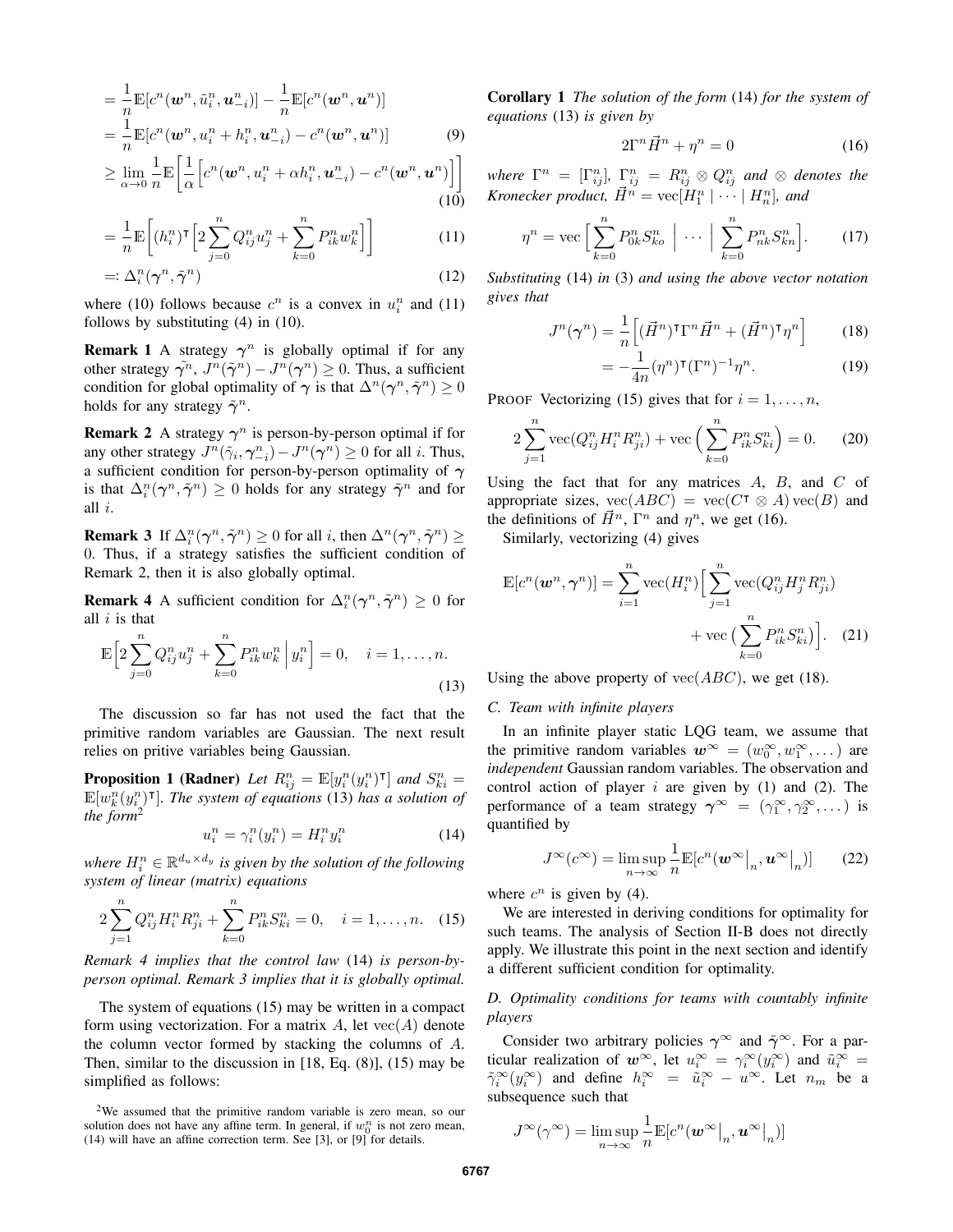$$= \frac{1}{n}\mathbb{E}[c^n(\boldsymbol{w}^n, \tilde{u}_i^n, \boldsymbol{u}_{-i}^n)] - \frac{1}{n}\mathbb{E}[c^n(\boldsymbol{w}^n, \boldsymbol{u}^n)]$$

$$= \frac{1}{n}\mathbb{E}[c^n(\boldsymbol{w}^n, u_i^n + h_i^n, \boldsymbol{u}_{-i}^n) - c^n(\boldsymbol{w}^n, \boldsymbol{u}^n)] \tag{9}$$

$$\geq \lim_{\alpha \to 0} \frac{1}{n}\mathbb{E}\Big[\frac{1}{\alpha}\Big[c^n(\boldsymbol{w}^n, u_i^n + \alpha h_i^n, \boldsymbol{u}_{-i}^n) - c^n(\boldsymbol{w}^n, \boldsymbol{u}^n)\Big]\Big] \tag{10}$$

$$= \frac{1}{n}\mathbb{E}\bigg[(h_i^n)^\intercal \Big[2\sum_{j=0}^{n} Q_{ij}^n u_j^n + \sum_{k=0}^{n} P_{ik}^n w_k^n\Big]\bigg] \tag{11}$$

$$=: \Delta_i^n(\boldsymbol{\gamma}^n, \tilde{\boldsymbol{\gamma}}^n) \tag{12}$$

where (10) follows because $c^n$ is a convex in $u_i^n$ and (11) follows by substituting (4) in (10).

**Remark 1** A strategy $\boldsymbol{\gamma}^n$ is globally optimal if for any other strategy $\tilde{\boldsymbol{\gamma}}^n$, $J^n(\tilde{\boldsymbol{\gamma}}^n) - J^n(\boldsymbol{\gamma}^n) \geq 0$. Thus, a sufficient condition for global optimality of $\boldsymbol{\gamma}$ is that $\Delta^n(\boldsymbol{\gamma}^n, \tilde{\boldsymbol{\gamma}}^n) \geq 0$ holds for any strategy $\tilde{\boldsymbol{\gamma}}^n$.

**Remark 2** A strategy $\boldsymbol{\gamma}^n$ is person-by-person optimal if for any other strategy $J^n(\tilde{\gamma}_i, \boldsymbol{\gamma}_{-i}^n) - J^n(\boldsymbol{\gamma}^n) \geq 0$ for all $i$. Thus, a sufficient condition for person-by-person optimality of $\boldsymbol{\gamma}$ is that $\Delta_i^n(\boldsymbol{\gamma}^n, \tilde{\boldsymbol{\gamma}}^n) \geq 0$ holds for any strategy $\tilde{\boldsymbol{\gamma}}^n$ and for all $i$.

**Remark 3** If $\Delta_i^n(\boldsymbol{\gamma}^n, \tilde{\boldsymbol{\gamma}}^n) \geq 0$ for all $i$, then $\Delta^n(\boldsymbol{\gamma}^n, \tilde{\boldsymbol{\gamma}}^n) \geq 0$. Thus, if a strategy satisfies the sufficient condition of Remark 2, then it is also globally optimal.

**Remark 4** A sufficient condition for $\Delta_i^n(\boldsymbol{\gamma}^n, \tilde{\boldsymbol{\gamma}}^n) \geq 0$ for all $i$ is that

$$\mathbb{E}\Big[2\sum_{j=0}^{n} Q_{ij}^n u_j^n + \sum_{k=0}^{n} P_{ik}^n w_k^n \,\Big|\, y_i^n\Big] = 0, \quad i = 1, \dots, n. \tag{13}$$

The discussion so far has not used the fact that the primitive random variables are Gaussian. The next result relies on pritive variables being Gaussian.

**Proposition 1 (Radner)** *Let $R_{ij}^n = \mathbb{E}[y_i^n(y_i^n)^\intercal]$ and $S_{ki}^n = \mathbb{E}[w_k^n(y_i^n)^\intercal]$. The system of equations* (13) *has a solution of the form*[2]

$$u_i^n = \gamma_i^n(y_i^n) = H_i^n y_i^n \tag{14}$$

*where $H_i^n \in \mathbb{R}^{d_u \times d_y}$ is given by the solution of the following system of linear (matrix) equations*

$$2\sum_{j=1}^{n} Q_{ij}^n H_i^n R_{ji}^n + \sum_{k=0}^{n} P_{ik}^n S_{ki}^n = 0, \quad i = 1, \dots, n. \tag{15}$$

*Remark 4 implies that the control law* (14) *is person-by-person optimal. Remark 3 implies that it is globally optimal.*

The system of equations (15) may be written in a compact form using vectorization. For a matrix $A$, let $\operatorname{vec}(A)$ denote the column vector formed by stacking the columns of $A$. Then, similar to the discussion in [18, Eq. (8)], (15) may be simplified as follows:

**Corollary 1** *The solution of the form* (14) *for the system of equations* (13) *is given by*

$$2\Gamma^n \vec{H}^n + \eta^n = 0 \tag{16}$$

*where $\Gamma^n = [\Gamma_{ij}^n]$, $\Gamma_{ij}^n = R_{ij}^n \otimes Q_{ij}^n$ and $\otimes$ denotes the Kronecker product, $\vec{H}^n = \operatorname{vec}[H_1^n \mid \cdots \mid H_n^n]$, and*

$$\eta^n = \operatorname{vec}\Big[\sum_{k=0}^{n} P_{0k}^n S_{ko}^n \;\Big|\; \cdots \;\Big|\; \sum_{k=0}^{n} P_{nk}^n S_{kn}^n\Big]. \tag{17}$$

*Substituting* (14) *in* (3) *and using the above vector notation gives that*

$$J^n(\boldsymbol{\gamma}^n) = \frac{1}{n}\Big[(\vec{H}^n)^\intercal \Gamma^n \vec{H}^n + (\vec{H}^n)^\intercal \eta^n\Big] \tag{18}$$

$$= -\frac{1}{4n}(\eta^n)^\intercal (\Gamma^n)^{-1} \eta^n. \tag{19}$$

PROOF Vectorizing (15) gives that for $i = 1, \dots, n$,

$$2\sum_{j=1}^{n} \operatorname{vec}(Q_{ij}^n H_i^n R_{ji}^n) + \operatorname{vec}\Big(\sum_{k=0}^{n} P_{ik}^n S_{ki}^n\Big) = 0. \tag{20}$$

Using the fact that for any matrices $A$, $B$, and $C$ of appropriate sizes, $\operatorname{vec}(ABC) = \operatorname{vec}(C^\intercal \otimes A)\operatorname{vec}(B)$ and the definitions of $\vec{H}^n$, $\Gamma^n$ and $\eta^n$, we get (16).

Similarly, vectorizing (4) gives

$$\mathbb{E}[c^n(\boldsymbol{w}^n, \boldsymbol{\gamma}^n)] = \sum_{i=1}^{n} \operatorname{vec}(H_i^n)\Big[\sum_{j=1}^{n} \operatorname{vec}(Q_{ij}^n H_j^n R_{ji}^n) + \operatorname{vec}\Big(\sum_{k=0}^{n} P_{ik}^n S_{ki}^n\Big)\Big]. \tag{21}$$

Using the above property of $\operatorname{vec}(ABC)$, we get (18).

### C. Team with infinite players

In an infinite player static LQG team, we assume that the primitive random variables $\boldsymbol{w}^\infty = (w_0^\infty, w_1^\infty, \dots)$ are *independent* Gaussian random variables. The observation and control action of player $i$ are given by (1) and (2). The performance of a team strategy $\boldsymbol{\gamma}^\infty = (\gamma_1^\infty, \gamma_2^\infty, \dots)$ is quantified by

$$J^\infty(c^\infty) = \limsup_{n \to \infty} \frac{1}{n}\mathbb{E}[c^n(\boldsymbol{w}^\infty\big|_n, \boldsymbol{u}^\infty\big|_n)] \tag{22}$$

where $c^n$ is given by (4).

We are interested in deriving conditions for optimality for such teams. The analysis of Section II-B does not directly apply. We illustrate this point in the next section and identify a different sufficient condition for optimality.

### D. Optimality conditions for teams with countably infinite players

Consider two arbitrary policies $\boldsymbol{\gamma}^\infty$ and $\tilde{\boldsymbol{\gamma}}^\infty$. For a particular realization of $\boldsymbol{w}^\infty$, let $u_i^\infty = \gamma_i^\infty(y_i^\infty)$ and $\tilde{u}_i^\infty = \tilde{\gamma}_i^\infty(y_i^\infty)$ and define $h_i^\infty = \tilde{u}_i^\infty - u^\infty$. Let $n_m$ be a subsequence such that

$$J^\infty(\gamma^\infty) = \limsup_{n \to \infty} \frac{1}{n}\mathbb{E}[c^n(\boldsymbol{w}^\infty\big|_n, \boldsymbol{u}^\infty\big|_n)]$$

[2] We assumed that the primitive random variable is zero mean, so our solution does not have any affine term. In general, if $w_0^n$ is not zero mean, (14) will have an affine correction term. See [3], or [9] for details.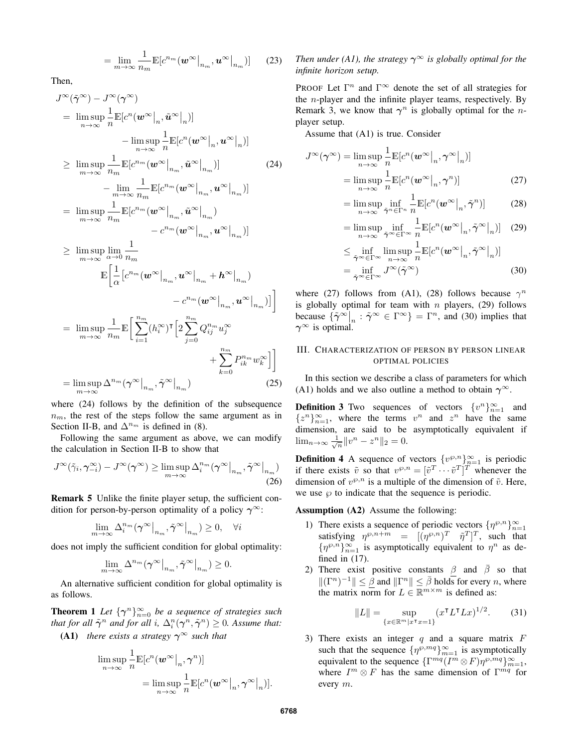$$= \lim_{m\to\infty} \frac{1}{n_m}\mathbb{E}[c^{n_m}(\boldsymbol{w}^\infty\big|_{n_m}, \boldsymbol{u}^\infty\big|_{n_m})] \tag{23}$$

Then,

$$\begin{aligned}
&J^\infty(\tilde{\boldsymbol{\gamma}}^\infty) - J^\infty(\boldsymbol{\gamma}^\infty) \\
&= \limsup_{n\to\infty} \frac{1}{n}\mathbb{E}[c^n(\boldsymbol{w}^\infty\big|_n, \tilde{\boldsymbol{u}}^\infty\big|_n)] \\
&\qquad - \limsup_{n\to\infty} \frac{1}{n}\mathbb{E}[c^n(\boldsymbol{w}^\infty\big|_n, \boldsymbol{u}^\infty\big|_n)] \\
&\geq \limsup_{m\to\infty} \frac{1}{n_m}\mathbb{E}[c^{n_m}(\boldsymbol{w}^\infty\big|_{n_m}, \tilde{\boldsymbol{u}}^\infty\big|_{n_m})] \qquad (24)\\
&\qquad - \lim_{m\to\infty} \frac{1}{n_m}\mathbb{E}[c^{n_m}(\boldsymbol{w}^\infty\big|_{n_m}, \boldsymbol{u}^\infty\big|_{n_m})] \\
&= \limsup_{m\to\infty} \frac{1}{n_m}\mathbb{E}[c^{n_m}(\boldsymbol{w}^\infty\big|_{n_m}, \tilde{\boldsymbol{u}}^\infty\big|_{n_m}) \\
&\qquad\qquad - c^{n_m}(\boldsymbol{w}^\infty\big|_{n_m}, \boldsymbol{u}^\infty\big|_{n_m})] \\
&\geq \limsup_{m\to\infty} \lim_{\alpha\to 0} \frac{1}{n_m} \\
&\qquad \mathbb{E}\bigg[\frac{1}{\alpha}\big[c^{n_m}(\boldsymbol{w}^\infty\big|_{n_m}, \boldsymbol{u}^\infty\big|_{n_m} + \boldsymbol{h}^\infty\big|_{n_m}) \\
&\qquad\qquad - c^{n_m}(\boldsymbol{w}^\infty\big|_{n_m}, \boldsymbol{u}^\infty\big|_{n_m})\big]\bigg] \\
&= \limsup_{m\to\infty} \frac{1}{n_m}\mathbb{E}\bigg[\sum_{i=1}^{n_m}(h_i^\infty)^\intercal\Big[2\sum_{j=0}^{n_m}Q_{ij}^{n_m}u_j^\infty \\
&\qquad\qquad + \sum_{k=0}^{n_m}P_{ik}^{n_m}w_k^\infty\Big]\bigg] \\
&= \limsup_{m\to\infty} \Delta^{n_m}(\boldsymbol{\gamma}^\infty\big|_{n_m}, \tilde{\boldsymbol{\gamma}}^\infty\big|_{n_m}) \qquad (25)
\end{aligned}$$

where (24) follows by the definition of the subsequence $n_m$, the rest of the steps follow the same argument as in Section II-B, and $\Delta^{n_m}$ is defined in (8).

Following the same argument as above, we can modify the calculation in Section II-B to show that

$$J^\infty(\tilde{\gamma}_i, \boldsymbol{\gamma}_{-i}^\infty) - J^\infty(\boldsymbol{\gamma}^\infty) \geq \limsup_{m\to\infty} \Delta_i^{n_m}(\boldsymbol{\gamma}^\infty\big|_{n_m}, \tilde{\boldsymbol{\gamma}}^\infty\big|_{n_m}) \tag{26}$$

**Remark 5** Unlike the finite player setup, the sufficient condition for person-by-person optimality of a policy $\boldsymbol{\gamma}^\infty$:

$$\lim_{m\to\infty} \Delta_i^{n_m}(\boldsymbol{\gamma}^\infty\big|_{n_m}, \tilde{\boldsymbol{\gamma}}^\infty\big|_{n_m}) \geq 0, \quad \forall i$$

does not imply the sufficient condition for global optimality:

$$\lim_{m\to\infty} \Delta^{n_m}(\boldsymbol{\gamma}^\infty\big|_{n_m}, \tilde{\boldsymbol{\gamma}}^\infty\big|_{n_m}) \geq 0.$$

An alternative sufficient condition for global optimality is as follows.

**Theorem 1** *Let $\{\boldsymbol{\gamma}^n\}_{n=0}^\infty$ be a sequence of strategies such that for all $\tilde{\boldsymbol{\gamma}}^n$ and for all $i$, $\Delta_i^n(\boldsymbol{\gamma}^n, \tilde{\boldsymbol{\gamma}}^n) \geq 0$. Assume that:*

**(A1)** *there exists a strategy $\boldsymbol{\gamma}^\infty$ such that*

$$\limsup_{n\to\infty} \frac{1}{n}\mathbb{E}[c^n(\boldsymbol{w}^\infty\big|_n, \boldsymbol{\gamma}^n)] = \limsup_{n\to\infty} \frac{1}{n}\mathbb{E}[c^n(\boldsymbol{w}^\infty\big|_n, \boldsymbol{\gamma}^\infty\big|_n)].$$

*Then under (A1), the strategy $\boldsymbol{\gamma}^\infty$ is globally optimal for the infinite horizon setup.*

PROOF Let $\Gamma^n$ and $\Gamma^\infty$ denote the set of all strategies for the $n$-player and the infinite player teams, respectively. By Remark 3, we know that $\boldsymbol{\gamma}^n$ is globally optimal for the $n$-player setup.

Assume that (A1) is true. Consider

$$\begin{aligned}
J^\infty(\boldsymbol{\gamma}^\infty) &= \limsup_{n\to\infty} \frac{1}{n}\mathbb{E}[c^n(\boldsymbol{w}^\infty\big|_n, \boldsymbol{\gamma}^\infty\big|_n)] \\
&= \limsup_{n\to\infty} \frac{1}{n}\mathbb{E}[c^n(\boldsymbol{w}^\infty\big|_n, \boldsymbol{\gamma}^n)] \qquad (27)\\
&= \limsup_{n\to\infty} \inf_{\tilde{\boldsymbol{\gamma}}^n\in\Gamma^n} \frac{1}{n}\mathbb{E}[c^n(\boldsymbol{w}^\infty\big|_n, \tilde{\boldsymbol{\gamma}}^n)] \qquad (28)\\
&= \limsup_{n\to\infty} \inf_{\tilde{\boldsymbol{\gamma}}^\infty\in\Gamma^\infty} \frac{1}{n}\mathbb{E}[c^n(\boldsymbol{w}^\infty\big|_n, \tilde{\boldsymbol{\gamma}}^\infty\big|_n)] \qquad (29)\\
&\leq \inf_{\tilde{\boldsymbol{\gamma}}^\infty\in\Gamma^\infty} \limsup_{n\to\infty} \frac{1}{n}\mathbb{E}[c^n(\boldsymbol{w}^\infty\big|_n, \tilde{\boldsymbol{\gamma}}^\infty\big|_n)] \\
&= \inf_{\tilde{\boldsymbol{\gamma}}^\infty\in\Gamma^\infty} J^\infty(\tilde{\boldsymbol{\gamma}}^\infty) \qquad (30)
\end{aligned}$$

where (27) follows from (A1), (28) follows because $\gamma^n$ is globally optimal for team with $n$ players, (29) follows because $\{\tilde{\boldsymbol{\gamma}}^\infty\big|_n : \tilde{\boldsymbol{\gamma}}^\infty \in \Gamma^\infty\} = \Gamma^n$, and (30) implies that $\boldsymbol{\gamma}^\infty$ is optimal.

## III. Characterization of person by person linear optimal policies

In this section we describe a class of parameters for which (A1) holds and we also outline a method to obtain $\boldsymbol{\gamma}^\infty$.

**Definition 3** Two sequences of vectors $\{v^n\}_{n=1}^\infty$ and $\{z^n\}_{n=1}^\infty$, where the terms $v^n$ and $z^n$ have the same dimension, are said to be asymptotically equivalent if $\lim_{n\to\infty} \frac{1}{\sqrt{n}}\|v^n - z^n\|_2 = 0$.

**Definition 4** A sequence of vectors $\{v^{\wp,n}\}_{n=1}^\infty$ is periodic if there exists $\tilde{v}$ so that $v^{\wp,n} = [\tilde{v}^T \cdots \tilde{v}^T]^T$ whenever the dimension of $v^{\wp,n}$ is a multiple of the dimension of $\tilde{v}$. Here, we use $\wp$ to indicate that the sequence is periodic.

**Assumption (A2)** Assume the following:

1) There exists a sequence of periodic vectors $\{\eta^{\wp,n}\}_{n=1}^\infty$ satisfying $\eta^{\wp,n+m} = [(\eta^{\wp,n})^T \quad \tilde{\eta}^T]^T$, such that $\{\eta^{\wp,n}\}_{n=1}^\infty$ is asymptotically equivalent to $\eta^n$ as defined in (17).
2) There exist positive constants $\underline{\beta}$ and $\bar{\beta}$ so that $\|(\Gamma^n)^{-1}\| \leq \underline{\beta}$ and $\|\Gamma^n\| \leq \bar{\beta}$ holds for every $n$, where the matrix norm for $L \in \mathbb{R}^{m\times m}$ is defined as:
$$\|L\| = \sup_{\{x\in\mathbb{R}^m | x^\intercal x = 1\}} (x^\intercal L^\intercal Lx)^{1/2}. \tag{31}$$
3) There exists an integer $q$ and a square matrix $F$ such that the sequence $\{\eta^{\wp,mq}\}_{m=1}^\infty$ is asymptotically equivalent to the sequence $\{\Gamma^{mq}(I^m \otimes F)\eta^{\wp,mq}\}_{m=1}^\infty$, where $I^m \otimes F$ has the same dimension of $\Gamma^{mq}$ for every $m$.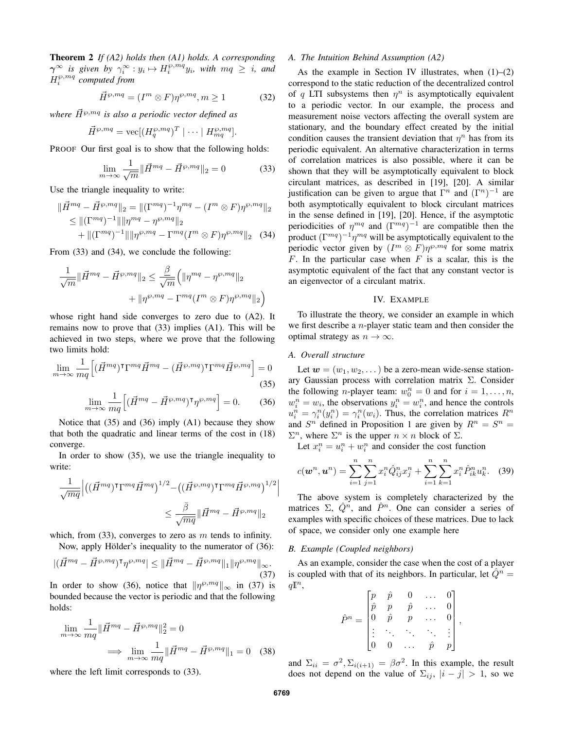**Theorem 2** *If (A2) holds then (A1) holds. A corresponding $\boldsymbol{\gamma}^\infty$ is given by $\gamma_i^\infty : y_i \mapsto H_i^{\wp,mq} y_i$, with $mq \geq i$, and $H_i^{\wp,mq}$ computed from*

$$\vec{H}^{\wp,mq} = (I^m \otimes F)\eta^{\wp,mq}, m \geq 1 \tag{32}$$

*where $\vec{H}^{\wp,mq}$ is also a periodic vector defined as*

$$\vec{H}^{\wp,mq} = \text{vec}[(H_q^{\wp,mq})^T \mid \cdots \mid H_{mq}^{\wp,mq}].$$

PROOF Our first goal is to show that the following holds:

$$\lim_{m\to\infty} \frac{1}{\sqrt{m}} \|\vec{H}^{mq} - \vec{H}^{\wp,mq}\|_2 = 0 \tag{33}$$

Use the triangle inequality to write:

$$\begin{aligned}
\|\vec{H}^{mq} - \vec{H}^{\wp,mq}\|_2 &= \|(\Gamma^{mq})^{-1}\eta^{mq} - (I^m \otimes F)\eta^{\wp,mq}\|_2 \\
&\leq \|(\Gamma^{mq})^{-1}\|\|\eta^{mq} - \eta^{\wp,mq}\|_2 \\
&\quad + \|(\Gamma^{mq})^{-1}\|\|\eta^{\wp,mq} - \Gamma^{mq}(I^m \otimes F)\eta^{\wp,mq}\|_2
\end{aligned} \tag{34}$$

From (33) and (34), we conclude the following:

$$\begin{aligned}
\frac{1}{\sqrt{m}}\|\vec{H}^{mq} - \vec{H}^{\wp,mq}\|_2 \leq \frac{\beta}{\sqrt{m}}\Big(&\|\eta^{mq} - \eta^{\wp,mq}\|_2 \\
&+ \|\eta^{\wp,mq} - \Gamma^{mq}(I^m \otimes F)\eta^{\wp,mq}\|_2\Big)
\end{aligned}$$

whose right hand side converges to zero due to (A2). It remains now to prove that (33) implies (A1). This will be achieved in two steps, where we prove that the following two limits hold:

$$\lim_{m\to\infty} \frac{1}{mq}\Big[(\vec{H}^{mq})^\intercal \Gamma^{mq} \vec{H}^{mq} - (\vec{H}^{\wp,mq})^\intercal \Gamma^{mq} \vec{H}^{\wp,mq}\Big] = 0 \tag{35}$$

$$\lim_{m\to\infty} \frac{1}{mq}\Big[(\vec{H}^{mq} - \vec{H}^{\wp,mq})^\intercal \eta^{\wp,mq}\Big] = 0. \tag{36}$$

Notice that (35) and (36) imply (A1) because they show that both the quadratic and linear terms of the cost in (18) converge.

In order to show (35), we use the triangle inequality to write:

$$\begin{aligned}
\frac{1}{\sqrt{mq}}\Big|\big((\vec{H}^{mq})^\intercal \Gamma^{mq} \vec{H}^{mq}\big)^{1/2} - \big((\vec{H}^{\wp,mq})^\intercal \Gamma^{mq} \vec{H}^{\wp,mq}\big)^{1/2}\Big| \\
\leq \frac{\bar{\beta}}{\sqrt{mq}}\|\vec{H}^{mq} - \vec{H}^{\wp,mq}\|_2
\end{aligned}$$

which, from (33), converges to zero as $m$ tends to infinity.

Now, apply Hölder's inequality to the numerator of (36):

$$|(\vec{H}^{mq} - \vec{H}^{\wp,mq})^\intercal \eta^{\wp,mq}| \leq \|\vec{H}^{mq} - \vec{H}^{\wp,mq}\|_1 \|\eta^{\wp,mq}\|_\infty. \tag{37}$$

In order to show (36), notice that $\|\eta^{\wp,mq}\|_\infty$ in (37) is bounded because the vector is periodic and that the following holds:

$$\begin{aligned}
\lim_{m\to\infty} \frac{1}{mq}\|\vec{H}^{mq} - \vec{H}^{\wp,mq}\|_2^2 = 0 \\
\implies \lim_{m\to\infty} \frac{1}{mq}\|\vec{H}^{mq} - \vec{H}^{\wp,mq}\|_1 = 0
\end{aligned} \tag{38}$$

where the left limit corresponds to (33).

### A. The Intuition Behind Assumption (A2)

As the example in Section IV illustrates, when (1)–(2) correspond to the static reduction of the decentralized control of $q$ LTI subsystems then $\eta^n$ is asymptotically equivalent to a periodic vector. In our example, the process and measurement noise vectors affecting the overall system are stationary, and the boundary effect created by the initial condition causes the transient deviation that $\eta^n$ has from its periodic equivalent. An alternative characterization in terms of correlation matrices is also possible, where it can be shown that they will be asymptotically equivalent to block circulant matrices, as described in [19], [20]. A similar justification can be given to argue that $\Gamma^n$ and $(\Gamma^n)^{-1}$ are both asymptotically equivalent to block circulant matrices in the sense defined in [19], [20]. Hence, if the asymptotic periodicities of $\eta^{mq}$ and $(\Gamma^{mq})^{-1}$ are compatible then the product $(\Gamma^{mq})^{-1}\eta^{mq}$ will be asymptotically equivalent to the periodic vector given by $(I^m \otimes F)\eta^{\wp,mq}$ for some matrix $F$. In the particular case when $F$ is a scalar, this is the asymptotic equivalent of the fact that any constant vector is an eigenvector of a circulant matrix.

## IV. Example

To illustrate the theory, we consider an example in which we first describe a $n$-player static team and then consider the optimal strategy as $n \to \infty$.

### A. Overall structure

Let $\boldsymbol{w} = (w_1, w_2, \dots)$ be a zero-mean wide-sense stationary Gaussian process with correlation matrix $\Sigma$. Consider the following $n$-player team: $w_0^n = 0$ and for $i = 1, \dots, n$, $w_i^n = w_i$, the observations $y_i^n = w_i^n$, and hence the controls $u_i^n = \gamma_i^n(y_i^n) = \gamma_i^n(w_i)$. Thus, the correlation matrices $R^n$ and $S^n$ defined in Proposition 1 are given by $R^n = S^n = \Sigma^n$, where $\Sigma^n$ is the upper $n \times n$ block of $\Sigma$.

Let $x_i^n = u_i^n + w_i^n$ and consider the cost function

$$c(\boldsymbol{w}^n, \boldsymbol{u}^n) = \sum_{i=1}^n \sum_{j=1}^n x_i^n \hat{Q}_{ij}^n x_j^n + \sum_{i=1}^n \sum_{k=1}^n x_i^n \hat{P}_{ik}^n u_k^n. \tag{39}$$

The above system is completely characterized by the matrices $\Sigma$, $\hat{Q}^n$, and $\hat{P}^n$. One can consider a series of examples with specific choices of these matrices. Due to lack of space, we consider only one example here

### B. Example (Coupled neighbors)

As an example, consider the case when the cost of a player is coupled with that of its neighbors. In particular, let $\hat{Q}^n = q\mathbb{I}^n$,

$$\hat{P}^n = \begin{bmatrix} p & \hat{p} & 0 & \dots & 0 \\ \hat{p} & p & \hat{p} & \dots & 0 \\ 0 & \hat{p} & p & \dots & 0 \\ \vdots & \ddots & \ddots & \ddots & \vdots \\ 0 & 0 & \dots & \hat{p} & p \end{bmatrix},$$

and $\Sigma_{ii} = \sigma^2, \Sigma_{i(i+1)} = \beta\sigma^2$. In this example, the result does not depend on the value of $\Sigma_{ij}$, $|i - j| > 1$, so we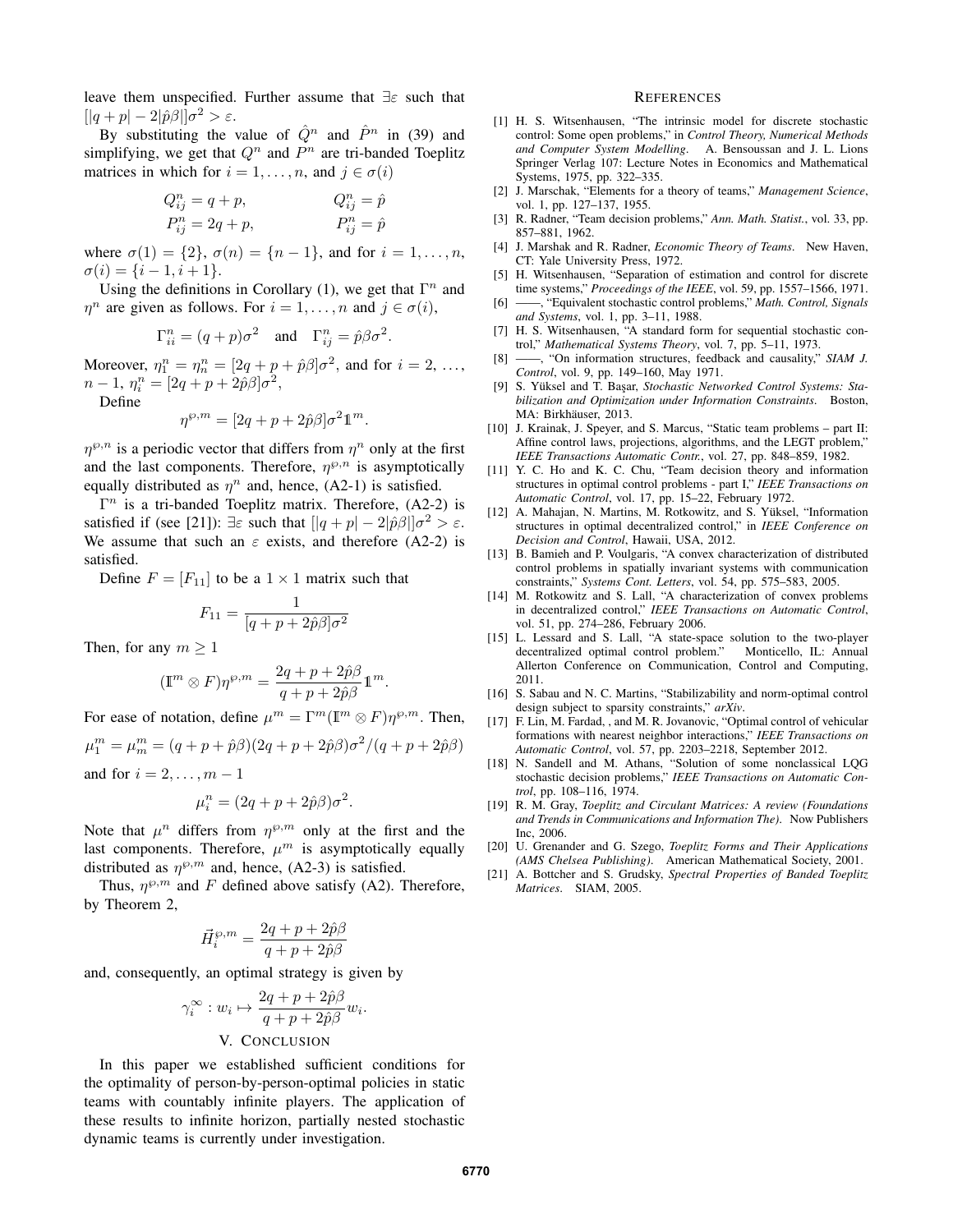leave them unspecified. Further assume that $\exists\varepsilon$ such that $[|q+p| - 2|\hat{p}\beta|]\sigma^2 > \varepsilon$.

By substituting the value of $\hat{Q}^n$ and $\hat{P}^n$ in (39) and simplifying, we get that $Q^n$ and $P^n$ are tri-banded Toeplitz matrices in which for $i = 1, \dots, n$, and $j \in \sigma(i)$

$$Q^n_{ij} = q + p, \qquad Q^n_{ij} = \hat{p}$$
$$P^n_{ij} = 2q + p, \qquad P^n_{ij} = \hat{p}$$

where $\sigma(1) = \{2\}$, $\sigma(n) = \{n-1\}$, and for $i = 1, \dots, n$, $\sigma(i) = \{i-1, i+1\}$.

Using the definitions in Corollary (1), we get that $\Gamma^n$ and $\eta^n$ are given as follows. For $i = 1, \dots, n$ and $j \in \sigma(i)$,

$$\Gamma^n_{ii} = (q+p)\sigma^2 \quad \text{and} \quad \Gamma^n_{ij} = \hat{p}\beta\sigma^2.$$

Moreover, $\eta^n_1 = \eta^n_n = [2q + p + \hat{p}\beta]\sigma^2$, and for $i = 2, \dots, n-1$, $\eta^n_i = [2q + p + 2\hat{p}\beta]\sigma^2$,

Define

$$\eta^{\wp,m} = [2q + p + 2\hat{p}\beta]\sigma^2 \mathbb{1}^m.$$

$\eta^{\wp,n}$ is a periodic vector that differs from $\eta^n$ only at the first and the last components. Therefore, $\eta^{\wp,n}$ is asymptotically equally distributed as $\eta^n$ and, hence, (A2-1) is satisfied.

$\Gamma^n$ is a tri-banded Toeplitz matrix. Therefore, (A2-2) is satisfied if (see [21]): $\exists\varepsilon$ such that $[|q+p| - 2|\hat{p}\beta|]\sigma^2 > \varepsilon$. We assume that such an $\varepsilon$ exists, and therefore (A2-2) is satisfied.

Define $F = [F_{11}]$ to be a $1 \times 1$ matrix such that

$$F_{11} = \frac{1}{[q + p + 2\hat{p}\beta]\sigma^2}$$

Then, for any $m \geq 1$

$$(\mathbb{I}^m \otimes F)\eta^{\wp,m} = \frac{2q + p + 2\hat{p}\beta}{q + p + 2\hat{p}\beta}\mathbb{1}^m.$$

For ease of notation, define $\mu^m = \Gamma^m(\mathbb{I}^m \otimes F)\eta^{\wp,m}$. Then,

$$\mu^m_1 = \mu^m_m = (q + p + \hat{p}\beta)(2q + p + 2\hat{p}\beta)\sigma^2/(q + p + 2\hat{p}\beta)$$

and for $i = 2, \dots, m-1$

$$\mu^n_i = (2q + p + 2\hat{p}\beta)\sigma^2.$$

Note that $\mu^n$ differs from $\eta^{\wp,m}$ only at the first and the last components. Therefore, $\mu^m$ is asymptotically equally distributed as $\eta^{\wp,m}$ and, hence, (A2-3) is satisfied.

Thus, $\eta^{\wp,m}$ and $F$ defined above satisfy (A2). Therefore, by Theorem 2,

$$\vec{H}^{\wp,m}_i = \frac{2q + p + 2\hat{p}\beta}{q + p + 2\hat{p}\beta}$$

and, consequently, an optimal strategy is given by

$$\gamma^\infty_i : w_i \mapsto \frac{2q + p + 2\hat{p}\beta}{q + p + 2\hat{p}\beta} w_i.$$

## V. Conclusion

In this paper we established sufficient conditions for the optimality of person-by-person-optimal policies in static teams with countably infinite players. The application of these results to infinite horizon, partially nested stochastic dynamic teams is currently under investigation.

## References

[1] H. S. Witsenhausen, "The intrinsic model for discrete stochastic control: Some open problems," in *Control Theory, Numerical Methods and Computer System Modelling*. A. Bensoussan and J. L. Lions Springer Verlag 107: Lecture Notes in Economics and Mathematical Systems, 1975, pp. 322–335.

[2] J. Marschak, "Elements for a theory of teams," *Management Science*, vol. 1, pp. 127–137, 1955.

[3] R. Radner, "Team decision problems," *Ann. Math. Statist.*, vol. 33, pp. 857–881, 1962.

[4] J. Marshak and R. Radner, *Economic Theory of Teams*. New Haven, CT: Yale University Press, 1972.

[5] H. Witsenhausen, "Separation of estimation and control for discrete time systems," *Proceedings of the IEEE*, vol. 59, pp. 1557–1566, 1971.

[6] ——, "Equivalent stochastic control problems," *Math. Control, Signals and Systems*, vol. 1, pp. 3–11, 1988.

[7] H. S. Witsenhausen, "A standard form for sequential stochastic control," *Mathematical Systems Theory*, vol. 7, pp. 5–11, 1973.

[8] ——, "On information structures, feedback and causality," *SIAM J. Control*, vol. 9, pp. 149–160, May 1971.

[9] S. Yüksel and T. Başar, *Stochastic Networked Control Systems: Stabilization and Optimization under Information Constraints*. Boston, MA: Birkhäuser, 2013.

[10] J. Krainak, J. Speyer, and S. Marcus, "Static team problems – part II: Affine control laws, projections, algorithms, and the LEGT problem," *IEEE Transactions Automatic Contr.*, vol. 27, pp. 848–859, 1982.

[11] Y. C. Ho and K. C. Chu, "Team decision theory and information structures in optimal control problems - part I," *IEEE Transactions on Automatic Control*, vol. 17, pp. 15–22, February 1972.

[12] A. Mahajan, N. Martins, M. Rotkowitz, and S. Yüksel, "Information structures in optimal decentralized control," in *IEEE Conference on Decision and Control*, Hawaii, USA, 2012.

[13] B. Bamieh and P. Voulgaris, "A convex characterization of distributed control problems in spatially invariant systems with communication constraints," *Systems Cont. Letters*, vol. 54, pp. 575–583, 2005.

[14] M. Rotkowitz and S. Lall, "A characterization of convex problems in decentralized control," *IEEE Transactions on Automatic Control*, vol. 51, pp. 274–286, February 2006.

[15] L. Lessard and S. Lall, "A state-space solution to the two-player decentralized optimal control problem." Monticello, IL: Annual Allerton Conference on Communication, Control and Computing, 2011.

[16] S. Sabau and N. C. Martins, "Stabilizability and norm-optimal control design subject to sparsity constraints," *arXiv*.

[17] F. Lin, M. Fardad, , and M. R. Jovanovic, "Optimal control of vehicular formations with nearest neighbor interactions," *IEEE Transactions on Automatic Control*, vol. 57, pp. 2203–2218, September 2012.

[18] N. Sandell and M. Athans, "Solution of some nonclassical LQG stochastic decision problems," *IEEE Transactions on Automatic Control*, pp. 108–116, 1974.

[19] R. M. Gray, *Toeplitz and Circulant Matrices: A review (Foundations and Trends in Communications and Information The)*. Now Publishers Inc, 2006.

[20] U. Grenander and G. Szego, *Toeplitz Forms and Their Applications (AMS Chelsea Publishing)*. American Mathematical Society, 2001.

[21] A. Bottcher and S. Grudsky, *Spectral Properties of Banded Toeplitz Matrices*. SIAM, 2005.